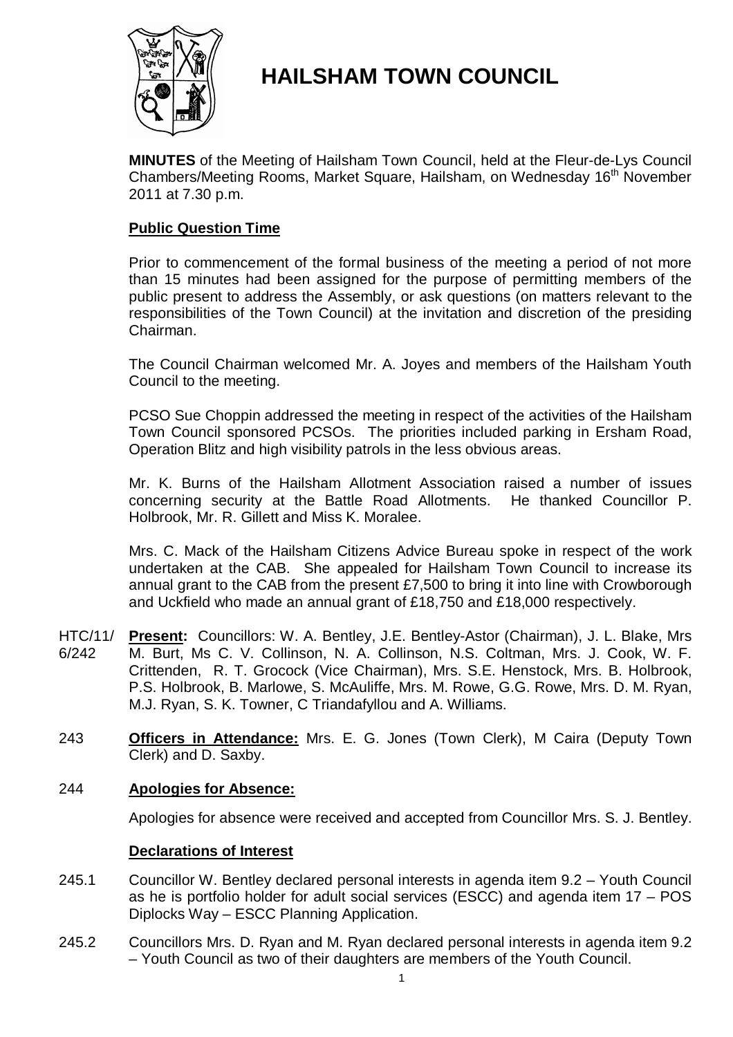# HAILSHAM TOWN COUNCIL

**MINUTES** of the Meeting of Hailsham Town Council, held at the Fleur-de-Lys Council Chambers/Meeting Rooms, Market Square, Hailsham, on Wednesday 16th November 2011 at 7.30 p.m.

## Public Question Time

Prior to commencement of the formal business of the meeting a period of not more than 15 minutes had been assigned for the purpose of permitting members of the public present to address the Assembly, or ask questions (on matters relevant to the responsibilities of the Town Council) at the invitation and discretion of the presiding Chairman.

The Council Chairman welcomed Mr. A. Joyes and members of the Hailsham Youth Council to the meeting.

PCSO Sue Choppin addressed the meeting in respect of the activities of the Hailsham Town Council sponsored PCSOs. The priorities included parking in Ersham Road, Operation Blitz and high visibility patrols in the less obvious areas.

Mr. K. Burns of the Hailsham Allotment Association raised a number of issues concerning security at the Battle Road Allotments. He thanked Councillor P. Holbrook, Mr. R. Gillett and Miss K. Moralee.

Mrs. C. Mack of the Hailsham Citizens Advice Bureau spoke in respect of the work undertaken at the CAB. She appealed for Hailsham Town Council to increase its annual grant to the CAB from the present £7,500 to bring it into line with Crowborough and Uckfield who made an annual grant of £18,750 and £18,000 respectively.

HTC/11/6/242 **Present:** Councillors: W. A. Bentley, J.E. Bentley-Astor (Chairman), J. L. Blake, Mrs M. Burt, Ms C. V. Collinson, N. A. Collinson, N.S. Coltman, Mrs. J. Cook, W. F. Crittenden, R. T. Grocock (Vice Chairman), Mrs. S.E. Henstock, Mrs. B. Holbrook, P.S. Holbrook, B. Marlowe, S. McAuliffe, Mrs. M. Rowe, G.G. Rowe, Mrs. D. M. Ryan, M.J. Ryan, S. K. Towner, C Triandafyllou and A. Williams.

243 **Officers in Attendance:** Mrs. E. G. Jones (Town Clerk), M Caira (Deputy Town Clerk) and D. Saxby.

244 **Apologies for Absence:**

Apologies for absence were received and accepted from Councillor Mrs. S. J. Bentley.

## Declarations of Interest

245.1 Councillor W. Bentley declared personal interests in agenda item 9.2 – Youth Council as he is portfolio holder for adult social services (ESCC) and agenda item 17 – POS Diplocks Way – ESCC Planning Application.

245.2 Councillors Mrs. D. Ryan and M. Ryan declared personal interests in agenda item 9.2 – Youth Council as two of their daughters are members of the Youth Council.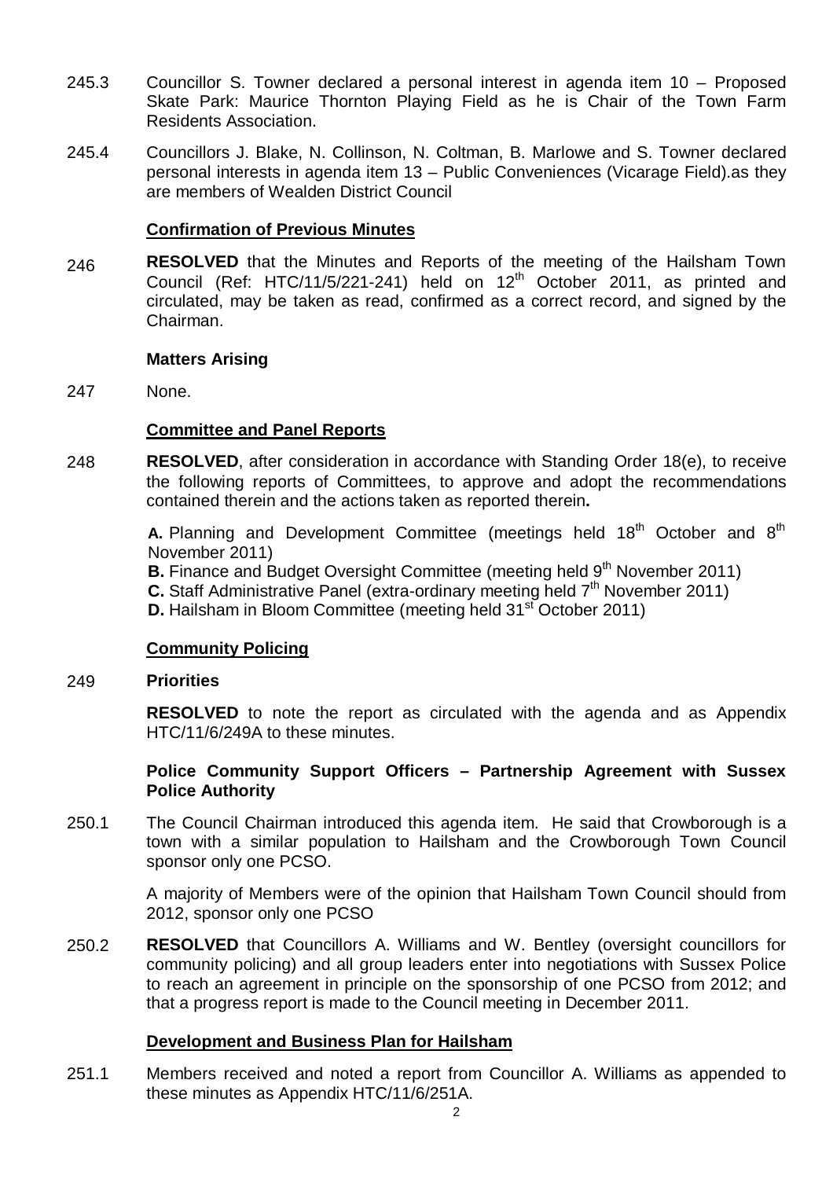245.3 Councillor S. Towner declared a personal interest in agenda item 10 – Proposed Skate Park: Maurice Thornton Playing Field as he is Chair of the Town Farm Residents Association.

245.4 Councillors J. Blake, N. Collinson, N. Coltman, B. Marlowe and S. Towner declared personal interests in agenda item 13 – Public Conveniences (Vicarage Field).as they are members of Wealden District Council

**Confirmation of Previous Minutes**

246 **RESOLVED** that the Minutes and Reports of the meeting of the Hailsham Town Council (Ref: HTC/11/5/221-241) held on 12th October 2011, as printed and circulated, may be taken as read, confirmed as a correct record, and signed by the Chairman.

**Matters Arising**

247 None.

**Committee and Panel Reports**

248 **RESOLVED**, after consideration in accordance with Standing Order 18(e), to receive the following reports of Committees, to approve and adopt the recommendations contained therein and the actions taken as reported therein**.**

**A.** Planning and Development Committee (meetings held 18th October and 8th November 2011)
**B.** Finance and Budget Oversight Committee (meeting held 9th November 2011)
**C.** Staff Administrative Panel (extra-ordinary meeting held 7th November 2011)
**D.** Hailsham in Bloom Committee (meeting held 31st October 2011)

**Community Policing**

249 **Priorities**

**RESOLVED** to note the report as circulated with the agenda and as Appendix HTC/11/6/249A to these minutes.

**Police Community Support Officers – Partnership Agreement with Sussex Police Authority**

250.1 The Council Chairman introduced this agenda item. He said that Crowborough is a town with a similar population to Hailsham and the Crowborough Town Council sponsor only one PCSO.

A majority of Members were of the opinion that Hailsham Town Council should from 2012, sponsor only one PCSO

250.2 **RESOLVED** that Councillors A. Williams and W. Bentley (oversight councillors for community policing) and all group leaders enter into negotiations with Sussex Police to reach an agreement in principle on the sponsorship of one PCSO from 2012; and that a progress report is made to the Council meeting in December 2011.

**Development and Business Plan for Hailsham**

251.1 Members received and noted a report from Councillor A. Williams as appended to these minutes as Appendix HTC/11/6/251A.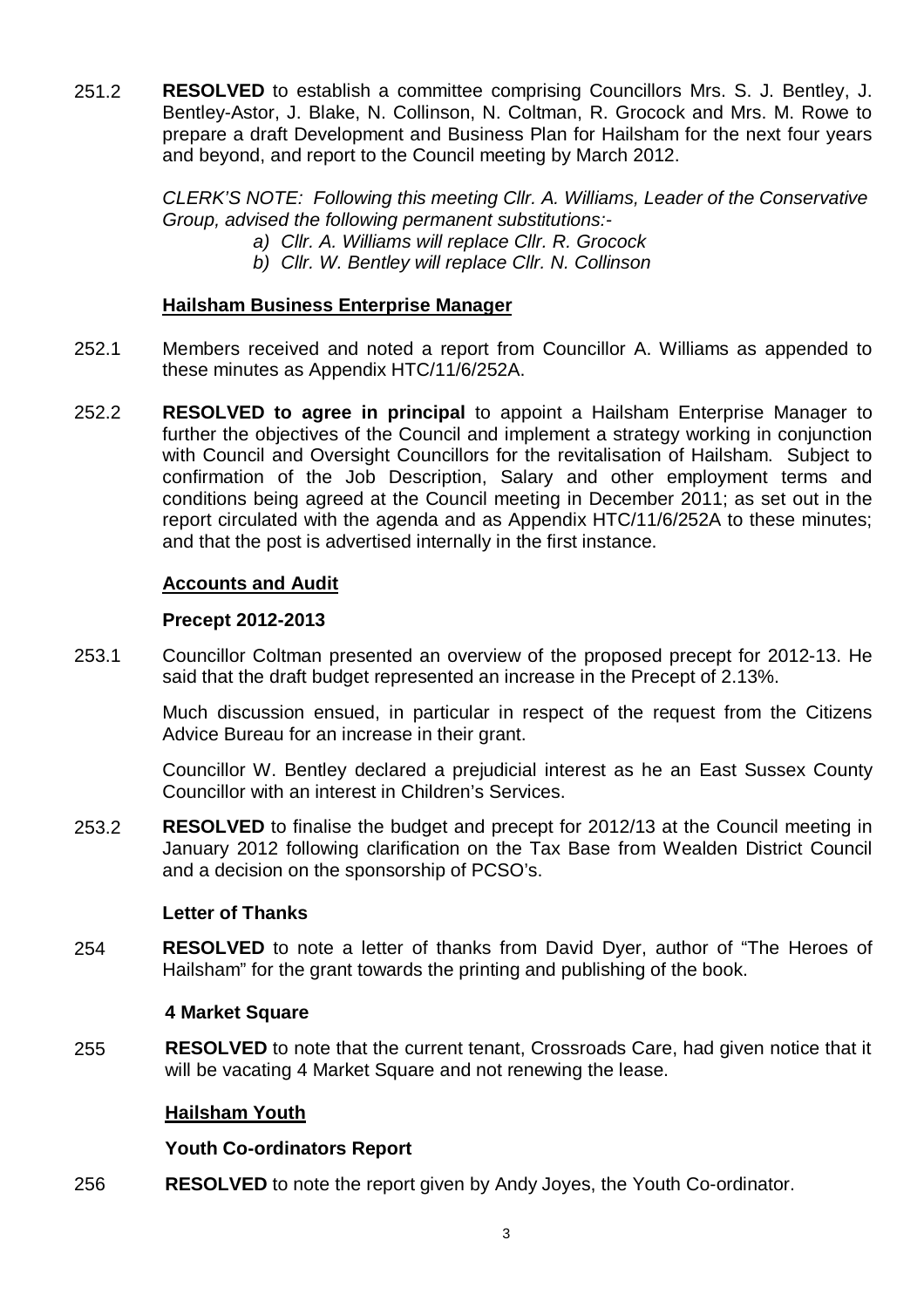251.2 **RESOLVED** to establish a committee comprising Councillors Mrs. S. J. Bentley, J. Bentley-Astor, J. Blake, N. Collinson, N. Coltman, R. Grocock and Mrs. M. Rowe to prepare a draft Development and Business Plan for Hailsham for the next four years and beyond, and report to the Council meeting by March 2012.

*CLERK'S NOTE: Following this meeting Cllr. A. Williams, Leader of the Conservative Group, advised the following permanent substitutions:-*

*a) Cllr. A. Williams will replace Cllr. R. Grocock*

*b) Cllr. W. Bentley will replace Cllr. N. Collinson*

**Hailsham Business Enterprise Manager**

252.1 Members received and noted a report from Councillor A. Williams as appended to these minutes as Appendix HTC/11/6/252A.

252.2 **RESOLVED to agree in principal** to appoint a Hailsham Enterprise Manager to further the objectives of the Council and implement a strategy working in conjunction with Council and Oversight Councillors for the revitalisation of Hailsham. Subject to confirmation of the Job Description, Salary and other employment terms and conditions being agreed at the Council meeting in December 2011; as set out in the report circulated with the agenda and as Appendix HTC/11/6/252A to these minutes; and that the post is advertised internally in the first instance.

**Accounts and Audit**

**Precept 2012-2013**

253.1 Councillor Coltman presented an overview of the proposed precept for 2012-13. He said that the draft budget represented an increase in the Precept of 2.13%.

Much discussion ensued, in particular in respect of the request from the Citizens Advice Bureau for an increase in their grant.

Councillor W. Bentley declared a prejudicial interest as he an East Sussex County Councillor with an interest in Children's Services.

253.2 **RESOLVED** to finalise the budget and precept for 2012/13 at the Council meeting in January 2012 following clarification on the Tax Base from Wealden District Council and a decision on the sponsorship of PCSO's.

**Letter of Thanks**

254 **RESOLVED** to note a letter of thanks from David Dyer, author of "The Heroes of Hailsham" for the grant towards the printing and publishing of the book.

**4 Market Square**

255 **RESOLVED** to note that the current tenant, Crossroads Care, had given notice that it will be vacating 4 Market Square and not renewing the lease.

**Hailsham Youth**

**Youth Co-ordinators Report**

256 **RESOLVED** to note the report given by Andy Joyes, the Youth Co-ordinator.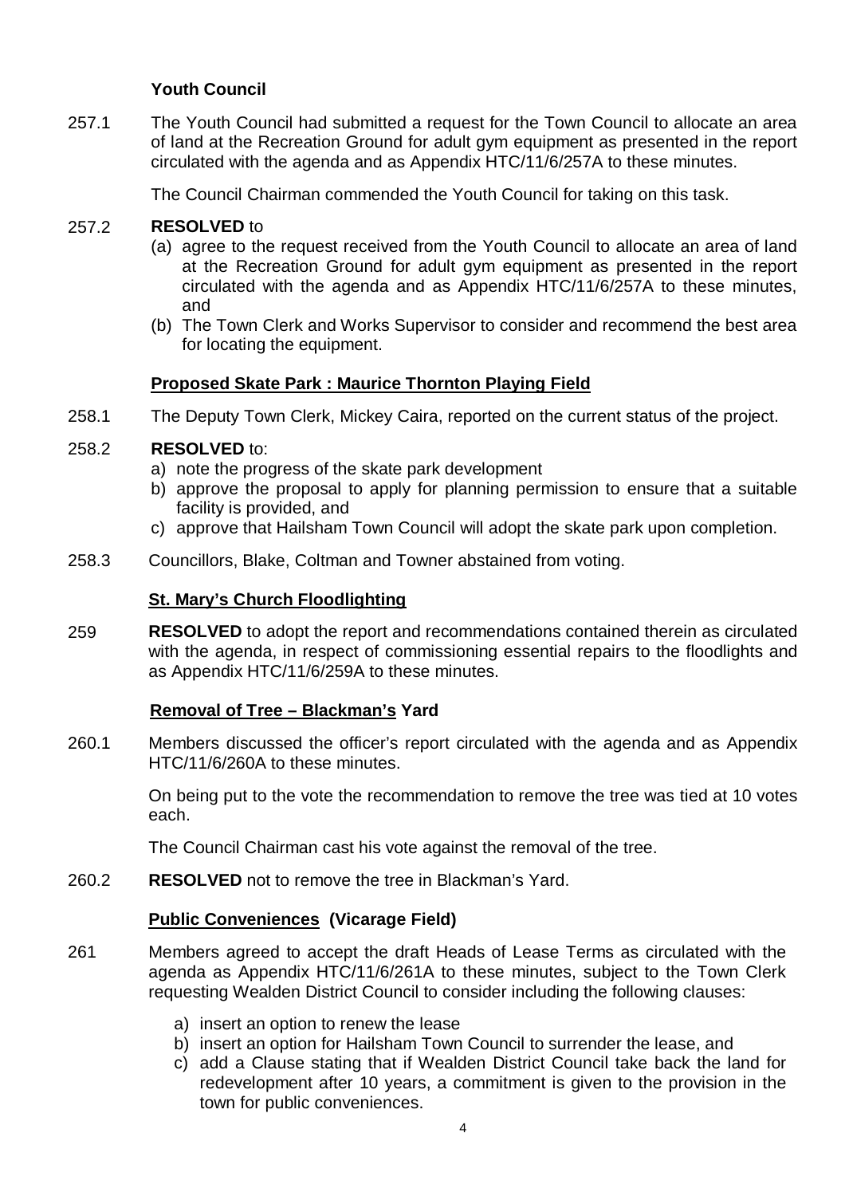**Youth Council**

257.1 The Youth Council had submitted a request for the Town Council to allocate an area of land at the Recreation Ground for adult gym equipment as presented in the report circulated with the agenda and as Appendix HTC/11/6/257A to these minutes.

The Council Chairman commended the Youth Council for taking on this task.

257.2 **RESOLVED** to

(a) agree to the request received from the Youth Council to allocate an area of land at the Recreation Ground for adult gym equipment as presented in the report circulated with the agenda and as Appendix HTC/11/6/257A to these minutes, and

(b) The Town Clerk and Works Supervisor to consider and recommend the best area for locating the equipment.

**Proposed Skate Park : Maurice Thornton Playing Field**

258.1 The Deputy Town Clerk, Mickey Caira, reported on the current status of the project.

258.2 **RESOLVED** to:

a) note the progress of the skate park development
b) approve the proposal to apply for planning permission to ensure that a suitable facility is provided, and
c) approve that Hailsham Town Council will adopt the skate park upon completion.

258.3 Councillors, Blake, Coltman and Towner abstained from voting.

**St. Mary's Church Floodlighting**

259 **RESOLVED** to adopt the report and recommendations contained therein as circulated with the agenda, in respect of commissioning essential repairs to the floodlights and as Appendix HTC/11/6/259A to these minutes.

**Removal of Tree – Blackman's Yard**

260.1 Members discussed the officer's report circulated with the agenda and as Appendix HTC/11/6/260A to these minutes.

On being put to the vote the recommendation to remove the tree was tied at 10 votes each.

The Council Chairman cast his vote against the removal of the tree.

260.2 **RESOLVED** not to remove the tree in Blackman's Yard.

**Public Conveniences (Vicarage Field)**

261 Members agreed to accept the draft Heads of Lease Terms as circulated with the agenda as Appendix HTC/11/6/261A to these minutes, subject to the Town Clerk requesting Wealden District Council to consider including the following clauses:

a) insert an option to renew the lease
b) insert an option for Hailsham Town Council to surrender the lease, and
c) add a Clause stating that if Wealden District Council take back the land for redevelopment after 10 years, a commitment is given to the provision in the town for public conveniences.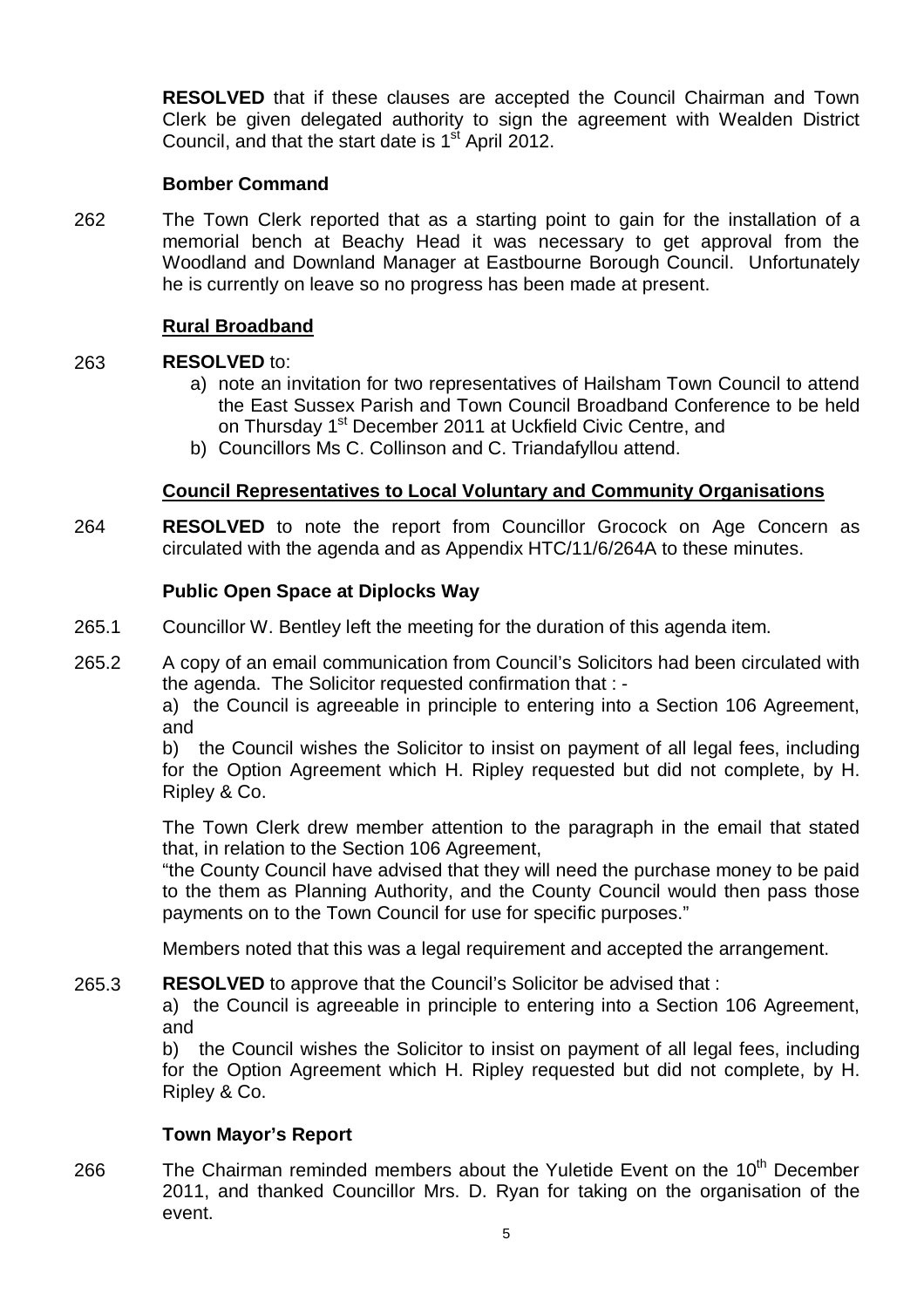**RESOLVED** that if these clauses are accepted the Council Chairman and Town Clerk be given delegated authority to sign the agreement with Wealden District Council, and that the start date is 1st April 2012.

**Bomber Command**

262 The Town Clerk reported that as a starting point to gain for the installation of a memorial bench at Beachy Head it was necessary to get approval from the Woodland and Downland Manager at Eastbourne Borough Council. Unfortunately he is currently on leave so no progress has been made at present.

**Rural Broadband**

263 **RESOLVED** to:

a) note an invitation for two representatives of Hailsham Town Council to attend the East Sussex Parish and Town Council Broadband Conference to be held on Thursday 1st December 2011 at Uckfield Civic Centre, and
b) Councillors Ms C. Collinson and C. Triandafyllou attend.

**Council Representatives to Local Voluntary and Community Organisations**

264 **RESOLVED** to note the report from Councillor Grocock on Age Concern as circulated with the agenda and as Appendix HTC/11/6/264A to these minutes.

**Public Open Space at Diplocks Way**

265.1 Councillor W. Bentley left the meeting for the duration of this agenda item.

265.2 A copy of an email communication from Council's Solicitors had been circulated with the agenda. The Solicitor requested confirmation that : -

a) the Council is agreeable in principle to entering into a Section 106 Agreement, and

b) the Council wishes the Solicitor to insist on payment of all legal fees, including for the Option Agreement which H. Ripley requested but did not complete, by H. Ripley & Co.

The Town Clerk drew member attention to the paragraph in the email that stated that, in relation to the Section 106 Agreement,

"the County Council have advised that they will need the purchase money to be paid to the them as Planning Authority, and the County Council would then pass those payments on to the Town Council for use for specific purposes."

Members noted that this was a legal requirement and accepted the arrangement.

265.3 **RESOLVED** to approve that the Council's Solicitor be advised that :

a) the Council is agreeable in principle to entering into a Section 106 Agreement, and

b) the Council wishes the Solicitor to insist on payment of all legal fees, including for the Option Agreement which H. Ripley requested but did not complete, by H. Ripley & Co.

**Town Mayor's Report**

266 The Chairman reminded members about the Yuletide Event on the 10th December 2011, and thanked Councillor Mrs. D. Ryan for taking on the organisation of the event.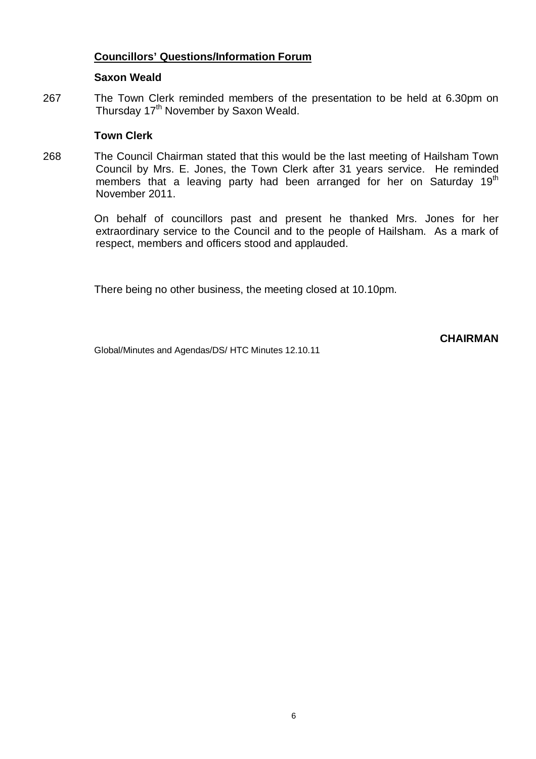## Councillors' Questions/Information Forum

### Saxon Weald

267 The Town Clerk reminded members of the presentation to be held at 6.30pm on Thursday 17th November by Saxon Weald.

### Town Clerk

268 The Council Chairman stated that this would be the last meeting of Hailsham Town Council by Mrs. E. Jones, the Town Clerk after 31 years service. He reminded members that a leaving party had been arranged for her on Saturday 19th November 2011.

On behalf of councillors past and present he thanked Mrs. Jones for her extraordinary service to the Council and to the people of Hailsham. As a mark of respect, members and officers stood and applauded.

There being no other business, the meeting closed at 10.10pm.

**CHAIRMAN**

Global/Minutes and Agendas/DS/ HTC Minutes 12.10.11